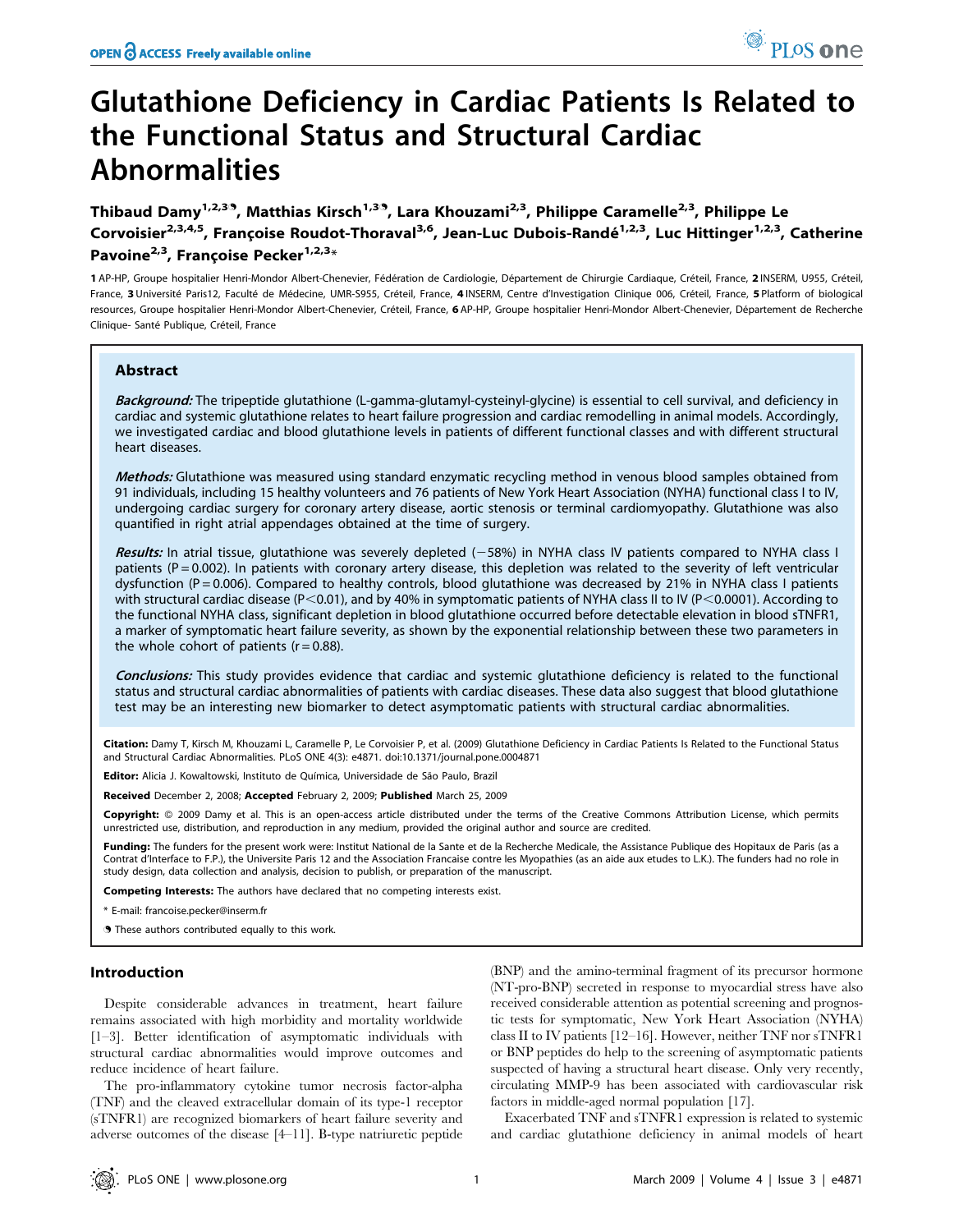# Glutathione Deficiency in Cardiac Patients Is Related to the Functional Status and Structural Cardiac Abnormalities

**Thibaud Damy[1,2,3]☯, Matthias Kirsch[1,3]☯, Lara Khouzami[2,3], Philippe Caramelle[2,3], Philippe Le Corvoisier[2,3,4,5], Françoise Roudot-Thoraval[3,6], Jean-Luc Dubois-Randé[1,2,3], Luc Hittinger[1,2,3], Catherine Pavoine[2,3], Françoise Pecker[1,2,3]***

**1** AP-HP, Groupe hospitalier Henri-Mondor Albert-Chenevier, Fédération de Cardiologie, Département de Chirurgie Cardiaque, Créteil, France, **2** INSERM, U955, Créteil, France, **3** Université Paris12, Faculté de Médecine, UMR-S955, Créteil, France, **4** INSERM, Centre d'Investigation Clinique 006, Créteil, France, **5** Platform of biological resources, Groupe hospitalier Henri-Mondor Albert-Chenevier, Créteil, France, **6** AP-HP, Groupe hospitalier Henri-Mondor Albert-Chenevier, Département de Recherche Clinique- Santé Publique, Créteil, France

## Abstract

***Background:*** The tripeptide glutathione (L-gamma-glutamyl-cysteinyl-glycine) is essential to cell survival, and deficiency in cardiac and systemic glutathione relates to heart failure progression and cardiac remodelling in animal models. Accordingly, we investigated cardiac and blood glutathione levels in patients of different functional classes and with different structural heart diseases.

***Methods:*** Glutathione was measured using standard enzymatic recycling method in venous blood samples obtained from 91 individuals, including 15 healthy volunteers and 76 patients of New York Heart Association (NYHA) functional class I to IV, undergoing cardiac surgery for coronary artery disease, aortic stenosis or terminal cardiomyopathy. Glutathione was also quantified in right atrial appendages obtained at the time of surgery.

***Results:*** In atrial tissue, glutathione was severely depleted (−58%) in NYHA class IV patients compared to NYHA class I patients ($P = 0.002$). In patients with coronary artery disease, this depletion was related to the severity of left ventricular dysfunction ($P = 0.006$). Compared to healthy controls, blood glutathione was decreased by 21% in NYHA class I patients with structural cardiac disease ($P < 0.01$), and by 40% in symptomatic patients of NYHA class II to IV ($P < 0.0001$). According to the functional NYHA class, significant depletion in blood glutathione occurred before detectable elevation in blood sTNFR1, a marker of symptomatic heart failure severity, as shown by the exponential relationship between these two parameters in the whole cohort of patients ($r = 0.88$).

***Conclusions:*** This study provides evidence that cardiac and systemic glutathione deficiency is related to the functional status and structural cardiac abnormalities of patients with cardiac diseases. These data also suggest that blood glutathione test may be an interesting new biomarker to detect asymptomatic patients with structural cardiac abnormalities.

**Citation:** Damy T, Kirsch M, Khouzami L, Caramelle P, Le Corvoisier P, et al. (2009) Glutathione Deficiency in Cardiac Patients Is Related to the Functional Status and Structural Cardiac Abnormalities. PLoS ONE 4(3): e4871. doi:10.1371/journal.pone.0004871

**Editor:** Alicia J. Kowaltowski, Instituto de Química, Universidade de São Paulo, Brazil

**Received** December 2, 2008; **Accepted** February 2, 2009; **Published** March 25, 2009

**Copyright:** © 2009 Damy et al. This is an open-access article distributed under the terms of the Creative Commons Attribution License, which permits unrestricted use, distribution, and reproduction in any medium, provided the original author and source are credited.

**Funding:** The funders for the present work were: Institut National de la Sante et de la Recherche Medicale, the Assistance Publique des Hopitaux de Paris (as a Contrat d'Interface to F.P.), the Universite Paris 12 and the Association Francaise contre les Myopathies (as an aide aux etudes to L.K.). The funders had no role in study design, data collection and analysis, decision to publish, or preparation of the manuscript.

**Competing Interests:** The authors have declared that no competing interests exist.

\* E-mail: francoise.pecker@inserm.fr

☯ These authors contributed equally to this work.

## Introduction

Despite considerable advances in treatment, heart failure remains associated with high morbidity and mortality worldwide [1–3]. Better identification of asymptomatic individuals with structural cardiac abnormalities would improve outcomes and reduce incidence of heart failure.

The pro-inflammatory cytokine tumor necrosis factor-alpha (TNF) and the cleaved extracellular domain of its type-1 receptor (sTNFR1) are recognized biomarkers of heart failure severity and adverse outcomes of the disease [4–11]. B-type natriuretic peptide (BNP) and the amino-terminal fragment of its precursor hormone (NT-pro-BNP) secreted in response to myocardial stress have also received considerable attention as potential screening and prognostic tests for symptomatic, New York Heart Association (NYHA) class II to IV patients [12–16]. However, neither TNF nor sTNFR1 or BNP peptides do help to the screening of asymptomatic patients suspected of having a structural heart disease. Only very recently, circulating MMP-9 has been associated with cardiovascular risk factors in middle-aged normal population [17].

Exacerbated TNF and sTNFR1 expression is related to systemic and cardiac glutathione deficiency in animal models of heart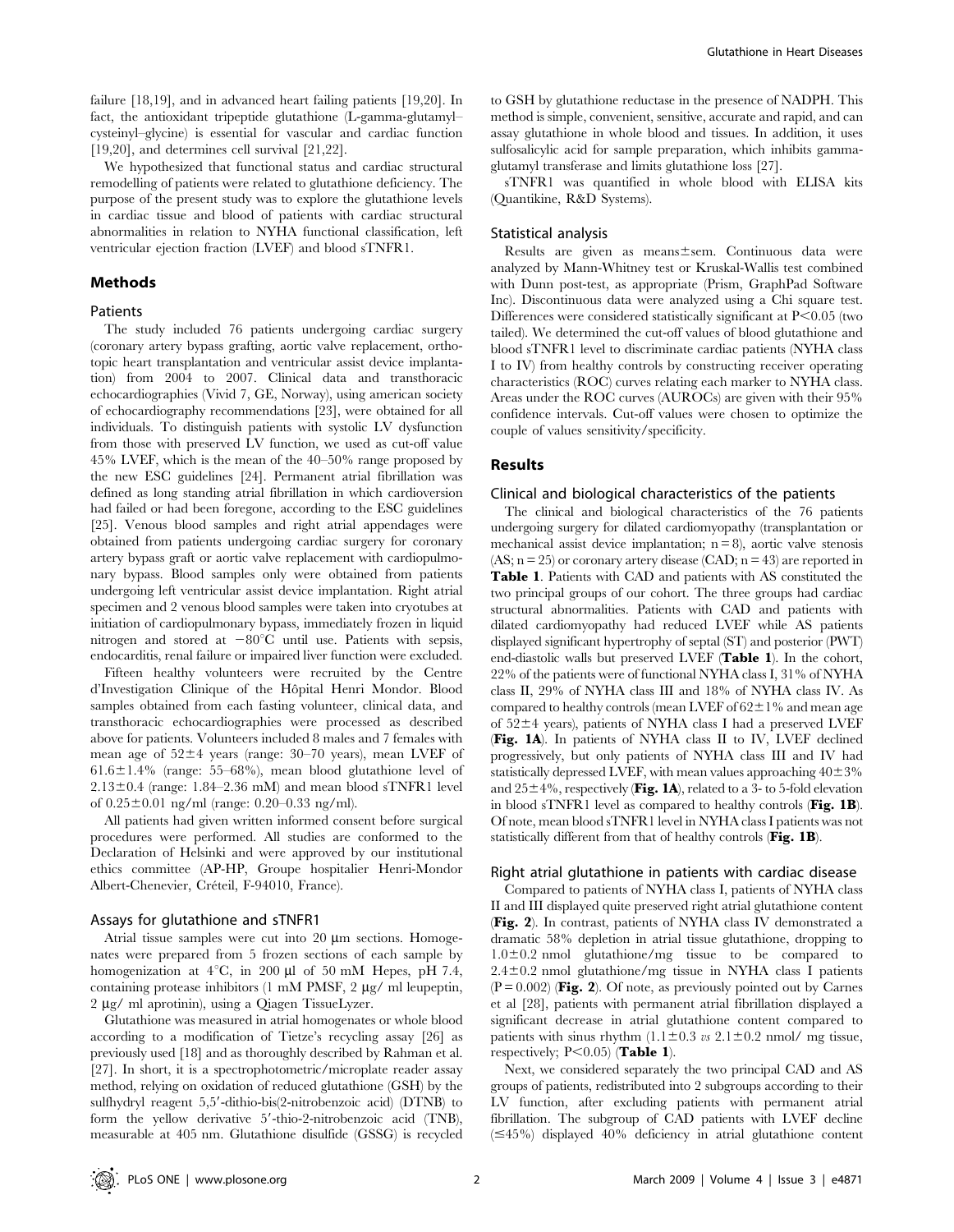failure [18,19], and in advanced heart failing patients [19,20]. In fact, the antioxidant tripeptide glutathione (L-gamma-glutamyl–cysteinyl–glycine) is essential for vascular and cardiac function [19,20], and determines cell survival [21,22].

We hypothesized that functional status and cardiac structural remodelling of patients were related to glutathione deficiency. The purpose of the present study was to explore the glutathione levels in cardiac tissue and blood of patients with cardiac structural abnormalities in relation to NYHA functional classification, left ventricular ejection fraction (LVEF) and blood sTNFR1.

## Methods

### Patients

The study included 76 patients undergoing cardiac surgery (coronary artery bypass grafting, aortic valve replacement, orthotopic heart transplantation and ventricular assist device implantation) from 2004 to 2007. Clinical data and transthoracic echocardiographies (Vivid 7, GE, Norway), using american society of echocardiography recommendations [23], were obtained for all individuals. To distinguish patients with systolic LV dysfunction from those with preserved LV function, we used as cut-off value 45% LVEF, which is the mean of the 40–50% range proposed by the new ESC guidelines [24]. Permanent atrial fibrillation was defined as long standing atrial fibrillation in which cardioversion had failed or had been foregone, according to the ESC guidelines [25]. Venous blood samples and right atrial appendages were obtained from patients undergoing cardiac surgery for coronary artery bypass graft or aortic valve replacement with cardiopulmonary bypass. Blood samples only were obtained from patients undergoing left ventricular assist device implantation. Right atrial specimen and 2 venous blood samples were taken into cryotubes at initiation of cardiopulmonary bypass, immediately frozen in liquid nitrogen and stored at $-80^{\circ}$C until use. Patients with sepsis, endocarditis, renal failure or impaired liver function were excluded.

Fifteen healthy volunteers were recruited by the Centre d'Investigation Clinique of the Hôpital Henri Mondor. Blood samples obtained from each fasting volunteer, clinical data, and transthoracic echocardiographies were processed as described above for patients. Volunteers included 8 males and 7 females with mean age of $52\pm4$ years (range: 30–70 years), mean LVEF of $61.6\pm1.4$% (range: 55–68%), mean blood glutathione level of $2.13\pm0.4$ (range: 1.84–2.36 mM) and mean blood sTNFR1 level of $0.25\pm0.01$ ng/ml (range: 0.20–0.33 ng/ml).

All patients had given written informed consent before surgical procedures were performed. All studies are conformed to the Declaration of Helsinki and were approved by our institutional ethics committee (AP-HP, Groupe hospitalier Henri-Mondor Albert-Chenevier, Créteil, F-94010, France).

### Assays for glutathione and sTNFR1

Atrial tissue samples were cut into 20 µm sections. Homogenates were prepared from 5 frozen sections of each sample by homogenization at 4°C, in 200 µl of 50 mM Hepes, pH 7.4, containing protease inhibitors (1 mM PMSF, 2 µg/ ml leupeptin, 2 µg/ ml aprotinin), using a Qiagen TissueLyzer.

Glutathione was measured in atrial homogenates or whole blood according to a modification of Tietze's recycling assay [26] as previously used [18] and as thoroughly described by Rahman et al. [27]. In short, it is a spectrophotometric/microplate reader assay method, relying on oxidation of reduced glutathione (GSH) by the sulfhydryl reagent 5,5′-dithio-bis(2-nitrobenzoic acid) (DTNB) to form the yellow derivative 5′-thio-2-nitrobenzoic acid (TNB), measurable at 405 nm. Glutathione disulfide (GSSG) is recycled to GSH by glutathione reductase in the presence of NADPH. This method is simple, convenient, sensitive, accurate and rapid, and can assay glutathione in whole blood and tissues. In addition, it uses sulfosalicylic acid for sample preparation, which inhibits gamma-glutamyl transferase and limits glutathione loss [27].

sTNFR1 was quantified in whole blood with ELISA kits (Quantikine, R&D Systems).

### Statistical analysis

Results are given as means±sem. Continuous data were analyzed by Mann-Whitney test or Kruskal-Wallis test combined with Dunn post-test, as appropriate (Prism, GraphPad Software Inc). Discontinuous data were analyzed using a Chi square test. Differences were considered statistically significant at $P<0.05$ (two tailed). We determined the cut-off values of blood glutathione and blood sTNFR1 level to discriminate cardiac patients (NYHA class I to IV) from healthy controls by constructing receiver operating characteristics (ROC) curves relating each marker to NYHA class. Areas under the ROC curves (AUROCs) are given with their 95% confidence intervals. Cut-off values were chosen to optimize the couple of values sensitivity/specificity.

## Results

### Clinical and biological characteristics of the patients

The clinical and biological characteristics of the 76 patients undergoing surgery for dilated cardiomyopathy (transplantation or mechanical assist device implantation; n = 8), aortic valve stenosis (AS; n = 25) or coronary artery disease (CAD; n = 43) are reported in **Table 1**. Patients with CAD and patients with AS constituted the two principal groups of our cohort. The three groups had cardiac structural abnormalities. Patients with CAD and patients with dilated cardiomyopathy had reduced LVEF while AS patients displayed significant hypertrophy of septal (ST) and posterior (PWT) end-diastolic walls but preserved LVEF (**Table 1**). In the cohort, 22% of the patients were of functional NYHA class I, 31% of NYHA class II, 29% of NYHA class III and 18% of NYHA class IV. As compared to healthy controls (mean LVEF of $62\pm1$% and mean age of $52\pm4$ years), patients of NYHA class I had a preserved LVEF (**Fig. 1A**). In patients of NYHA class II to IV, LVEF declined progressively, but only patients of NYHA class III and IV had statistically depressed LVEF, with mean values approaching $40\pm3$% and $25\pm4$%, respectively (**Fig. 1A**), related to a 3- to 5-fold elevation in blood sTNFR1 level as compared to healthy controls (**Fig. 1B**). Of note, mean blood sTNFR1 level in NYHA class I patients was not statistically different from that of healthy controls (**Fig. 1B**).

### Right atrial glutathione in patients with cardiac disease

Compared to patients of NYHA class I, patients of NYHA class II and III displayed quite preserved right atrial glutathione content (**Fig. 2**). In contrast, patients of NYHA class IV demonstrated a dramatic 58% depletion in atrial tissue glutathione, dropping to $1.0\pm0.2$ nmol glutathione/mg tissue to be compared to $2.4\pm0.2$ nmol glutathione/mg tissue in NYHA class I patients ($P=0.002$) (**Fig. 2**). Of note, as previously pointed out by Carnes et al [28], patients with permanent atrial fibrillation displayed a significant decrease in atrial glutathione content compared to patients with sinus rhythm ($1.1\pm0.3$ *vs* $2.1\pm0.2$ nmol/ mg tissue, respectively; $P<0.05$) (**Table 1**).

Next, we considered separately the two principal CAD and AS groups of patients, redistributed into 2 subgroups according to their LV function, after excluding patients with permanent atrial fibrillation. The subgroup of CAD patients with LVEF decline (≤45%) displayed 40% deficiency in atrial glutathione content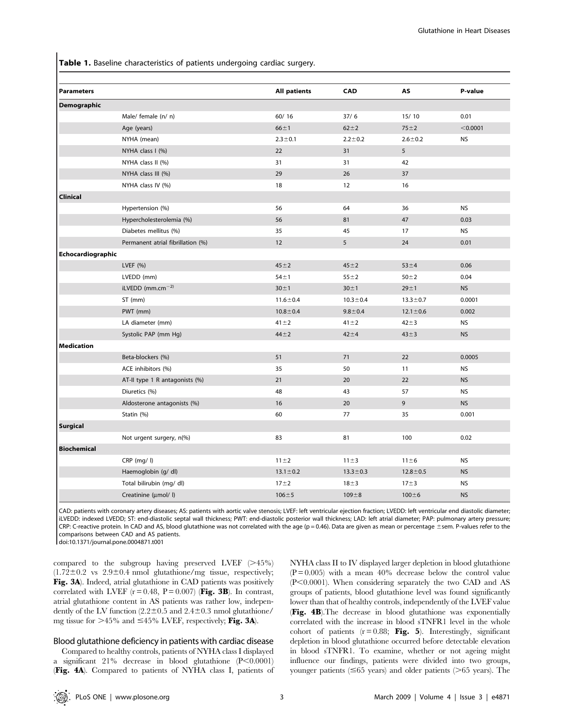**Table 1.** Baseline characteristics of patients undergoing cardiac surgery.

| Parameters | | All patients | CAD | AS | P-value |
|---|---|---|---|---|---|
| **Demographic** | | | | | |
| | Male/ female (n/ n) | 60/ 16 | 37/ 6 | 15/ 10 | 0.01 |
| | Age (years) | 66±1 | 62±2 | 75±2 | <0.0001 |
| | NYHA (mean) | 2.3±0.1 | 2.2±0.2 | 2.6±0.2 | NS |
| | NYHA class I (%) | 22 | 31 | 5 | |
| | NYHA class II (%) | 31 | 31 | 42 | |
| | NYHA class III (%) | 29 | 26 | 37 | |
| | NYHA class IV (%) | 18 | 12 | 16 | |
| **Clinical** | | | | | |
| | Hypertension (%) | 56 | 64 | 36 | NS |
| | Hypercholesterolemia (%) | 56 | 81 | 47 | 0.03 |
| | Diabetes mellitus (%) | 35 | 45 | 17 | NS |
| | Permanent atrial fibrillation (%) | 12 | 5 | 24 | 0.01 |
| **Echocardiographic** | | | | | |
| | LVEF (%) | 45±2 | 45±2 | 53±4 | 0.06 |
| | LVEDD (mm) | 54±1 | 55±2 | 50±2 | 0.04 |
| | iLVEDD ($mm.cm^{-2}$) | 30±1 | 30±1 | 29±1 | NS |
| | ST (mm) | 11.6±0.4 | 10.3±0.4 | 13.3±0.7 | 0.0001 |
| | PWT (mm) | 10.8±0.4 | 9.8±0.4 | 12.1±0.6 | 0.002 |
| | LA diameter (mm) | 41±2 | 41±2 | 42±3 | NS |
| | Systolic PAP (mm Hg) | 44±2 | 42±4 | 43±3 | NS |
| **Medication** | | | | | |
| | Beta-blockers (%) | 51 | 71 | 22 | 0.0005 |
| | ACE inhibitors (%) | 35 | 50 | 11 | NS |
| | AT-II type 1 R antagonists (%) | 21 | 20 | 22 | NS |
| | Diuretics (%) | 48 | 43 | 57 | NS |
| | Aldosterone antagonists (%) | 16 | 20 | 9 | NS |
| | Statin (%) | 60 | 77 | 35 | 0.001 |
| **Surgical** | | | | | |
| | Not urgent surgery, n(%) | 83 | 81 | 100 | 0.02 |
| **Biochemical** | | | | | |
| | CRP (mg/ l) | 11±2 | 11±3 | 11±6 | NS |
| | Haemoglobin (g/ dl) | 13.1±0.2 | 13.3±0.3 | 12.8±0.5 | NS |
| | Total bilirubin (mg/ dl) | 17±2 | 18±3 | 17±3 | NS |
| | Creatinine (µmol/ l) | 106±5 | 109±8 | 100±6 | NS |

CAD: patients with coronary artery diseases; AS: patients with aortic valve stenosis; LVEF: left ventricular ejection fraction; LVEDD: left ventricular end diastolic diameter; iLVEDD: indexed LVEDD; ST: end-diastolic septal wall thickness; PWT: end-diastolic posterior wall thickness; LAD: left atrial diameter; PAP: pulmonary artery pressure; CRP: C-reactive protein. In CAD and AS, blood glutathione was not correlated with the age (p = 0.46). Data are given as mean or percentage ±sem. P-values refer to the comparisons between CAD and AS patients.

doi:10.1371/journal.pone.0004871.t001

compared to the subgroup having preserved LVEF (>45%) (1.72±0.2 vs 2.9±0.4 nmol glutathione/mg tissue, respectively; **Fig. 3A**). Indeed, atrial glutathione in CAD patients was positively correlated with LVEF (r = 0.48, P = 0.007) (**Fig. 3B**). In contrast, atrial glutathione content in AS patients was rather low, independently of the LV function (2.2±0.5 and 2.4±0.3 nmol glutathione/mg tissue for >45% and ≤45% LVEF, respectively; **Fig. 3A**).

## Blood glutathione deficiency in patients with cardiac disease

Compared to healthy controls, patients of NYHA class I displayed a significant 21% decrease in blood glutathione (P<0.0001) (**Fig. 4A**). Compared to patients of NYHA class I, patients of NYHA class II to IV displayed larger depletion in blood glutathione (P = 0.005) with a mean 40% decrease below the control value (P<0.0001). When considering separately the two CAD and AS groups of patients, blood glutathione level was found significantly lower than that of healthy controls, independently of the LVEF value (**Fig. 4B**).The decrease in blood glutathione was exponentially correlated with the increase in blood sTNFR1 level in the whole cohort of patients (r = 0.88; **Fig. 5**). Interestingly, significant depletion in blood glutathione occurred before detectable elevation in blood sTNFR1. To examine, whether or not ageing might influence our findings, patients were divided into two groups, younger patients (≤65 years) and older patients (>65 years). The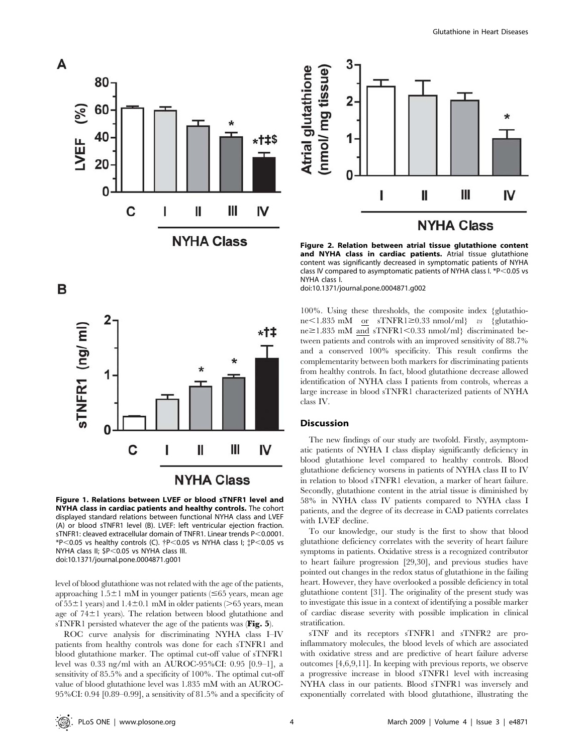Figure 1. Relations between LVEF or blood sTNFR1 level and NYHA class in cardiac patients and healthy controls. The cohort displayed standard relations between functional NYHA class and LVEF (A) or blood sTNFR1 level (B). LVEF: left ventricular ejection fraction. sTNFR1: cleaved extracellular domain of TNFR1. Linear trends P<0.0001. *P<0.05 vs healthy controls (C). †P<0.05 vs NYHA class I; ‡P<0.05 vs NYHA class II; $P<0.05 vs NYHA class III.
doi:10.1371/journal.pone.0004871.g001

level of blood glutathione was not related with the age of the patients, approaching 1.5±1 mM in younger patients (≤65 years, mean age of 55±1 years) and 1.4±0.1 mM in older patients (>65 years, mean age of 74±1 years). The relation between blood glutathione and sTNFR1 persisted whatever the age of the patients was (**Fig. 5**).

ROC curve analysis for discriminating NYHA class I–IV patients from healthy controls was done for each sTNFR1 and blood glutathione marker. The optimal cut-off value of sTNFR1 level was 0.33 ng/ml with an AUROC-95%CI: 0.95 [0.9–1], a sensitivity of 85.5% and a specificity of 100%. The optimal cut-off value of blood glutathione level was 1.835 mM with an AUROC-95%CI: 0.94 [0.89–0.99], a sensitivity of 81.5% and a specificity of 100%. Using these thresholds, the composite index {glutathione<1.835 mM or sTNFR1≥0.33 nmol/ml} *vs* {glutathione≥1.835 mM and sTNFR1<0.33 nmol/ml} discriminated between patients and controls with an improved sensitivity of 88.7% and a conserved 100% specificity. This result confirms the complementarity between both markers for discriminating patients from healthy controls. In fact, blood glutathione decrease allowed identification of NYHA class I patients from controls, whereas a large increase in blood sTNFR1 characterized patients of NYHA class IV.

Figure 2. Relation between atrial tissue glutathione content and NYHA class in cardiac patients. Atrial tissue glutathione content was significantly decreased in symptomatic patients of NYHA class IV compared to asymptomatic patients of NYHA class I. *P<0.05 vs NYHA class I.
doi:10.1371/journal.pone.0004871.g002

## Discussion

The new findings of our study are twofold. Firstly, asymptomatic patients of NYHA I class display significantly deficiency in blood glutathione level compared to healthy controls. Blood glutathione deficiency worsens in patients of NYHA class II to IV in relation to blood sTNFR1 elevation, a marker of heart failure. Secondly, glutathione content in the atrial tissue is diminished by 58% in NYHA class IV patients compared to NYHA class I patients, and the degree of its decrease in CAD patients correlates with LVEF decline.

To our knowledge, our study is the first to show that blood glutathione deficiency correlates with the severity of heart failure symptoms in patients. Oxidative stress is a recognized contributor to heart failure progression [29,30], and previous studies have pointed out changes in the redox status of glutathione in the failing heart. However, they have overlooked a possible deficiency in total glutathione content [31]. The originality of the present study was to investigate this issue in a context of identifying a possible marker of cardiac disease severity with possible implication in clinical stratification.

sTNF and its receptors sTNFR1 and sTNFR2 are pro-inflammatory molecules, the blood levels of which are associated with oxidative stress and are predictive of heart failure adverse outcomes [4,6,9,11]. In keeping with previous reports, we observe a progressive increase in blood sTNFR1 level with increasing NYHA class in our patients. Blood sTNFR1 was inversely and exponentially correlated with blood glutathione, illustrating the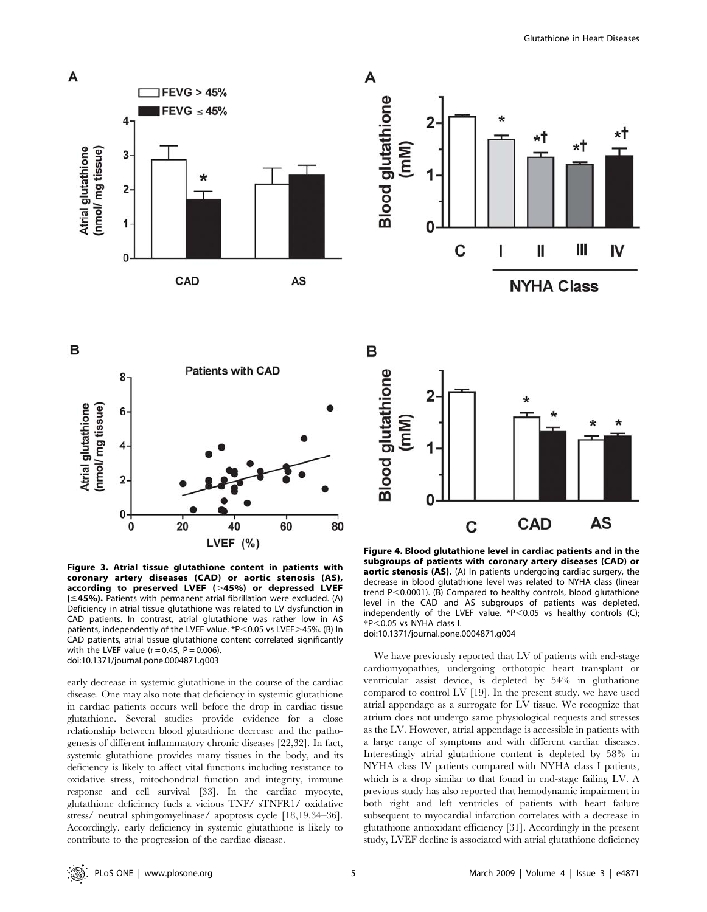**Figure 3. Atrial tissue glutathione content in patients with coronary artery diseases (CAD) or aortic stenosis (AS), according to preserved LVEF (>45%) or depressed LVEF (≤45%).** Patients with permanent atrial fibrillation were excluded. (A) Deficiency in atrial tissue glutathione was related to LV dysfunction in CAD patients. In contrast, atrial glutathione was rather low in AS patients, independently of the LVEF value. *P<0.05 vs LVEF>45%. (B) In CAD patients, atrial tissue glutathione content correlated significantly with the LVEF value (r = 0.45, P = 0.006).
doi:10.1371/journal.pone.0004871.g003

**Figure 4. Blood glutathione level in cardiac patients and in the subgroups of patients with coronary artery diseases (CAD) or aortic stenosis (AS).** (A) In patients undergoing cardiac surgery, the decrease in blood glutathione level was related to NYHA class (linear trend P<0.0001). (B) Compared to healthy controls, blood glutathione level in the CAD and AS subgroups of patients was depleted, independently of the LVEF value. *P<0.05 vs healthy controls (C); †P<0.05 vs NYHA class I.
doi:10.1371/journal.pone.0004871.g004

early decrease in systemic glutathione in the course of the cardiac disease. One may also note that deficiency in systemic glutathione in cardiac patients occurs well before the drop in cardiac tissue glutathione. Several studies provide evidence for a close relationship between blood glutathione decrease and the pathogenesis of different inflammatory chronic diseases [22,32]. In fact, systemic glutathione provides many tissues in the body, and its deficiency is likely to affect vital functions including resistance to oxidative stress, mitochondrial function and integrity, immune response and cell survival [33]. In the cardiac myocyte, glutathione deficiency fuels a vicious TNF/ sTNFR1/ oxidative stress/ neutral sphingomyelinase/ apoptosis cycle [18,19,34–36]. Accordingly, early deficiency in systemic glutathione is likely to contribute to the progression of the cardiac disease.

We have previously reported that LV of patients with end-stage cardiomyopathies, undergoing orthotopic heart transplant or ventricular assist device, is depleted by 54% in gluthatione compared to control LV [19]. In the present study, we have used atrial appendage as a surrogate for LV tissue. We recognize that atrium does not undergo same physiological requests and stresses as the LV. However, atrial appendage is accessible in patients with a large range of symptoms and with different cardiac diseases. Interestingly atrial glutathione content is depleted by 58% in NYHA class IV patients compared with NYHA class I patients, which is a drop similar to that found in end-stage failing LV. A previous study has also reported that hemodynamic impairment in both right and left ventricles of patients with heart failure subsequent to myocardial infarction correlates with a decrease in glutathione antioxidant efficiency [31]. Accordingly in the present study, LVEF decline is associated with atrial glutathione deficiency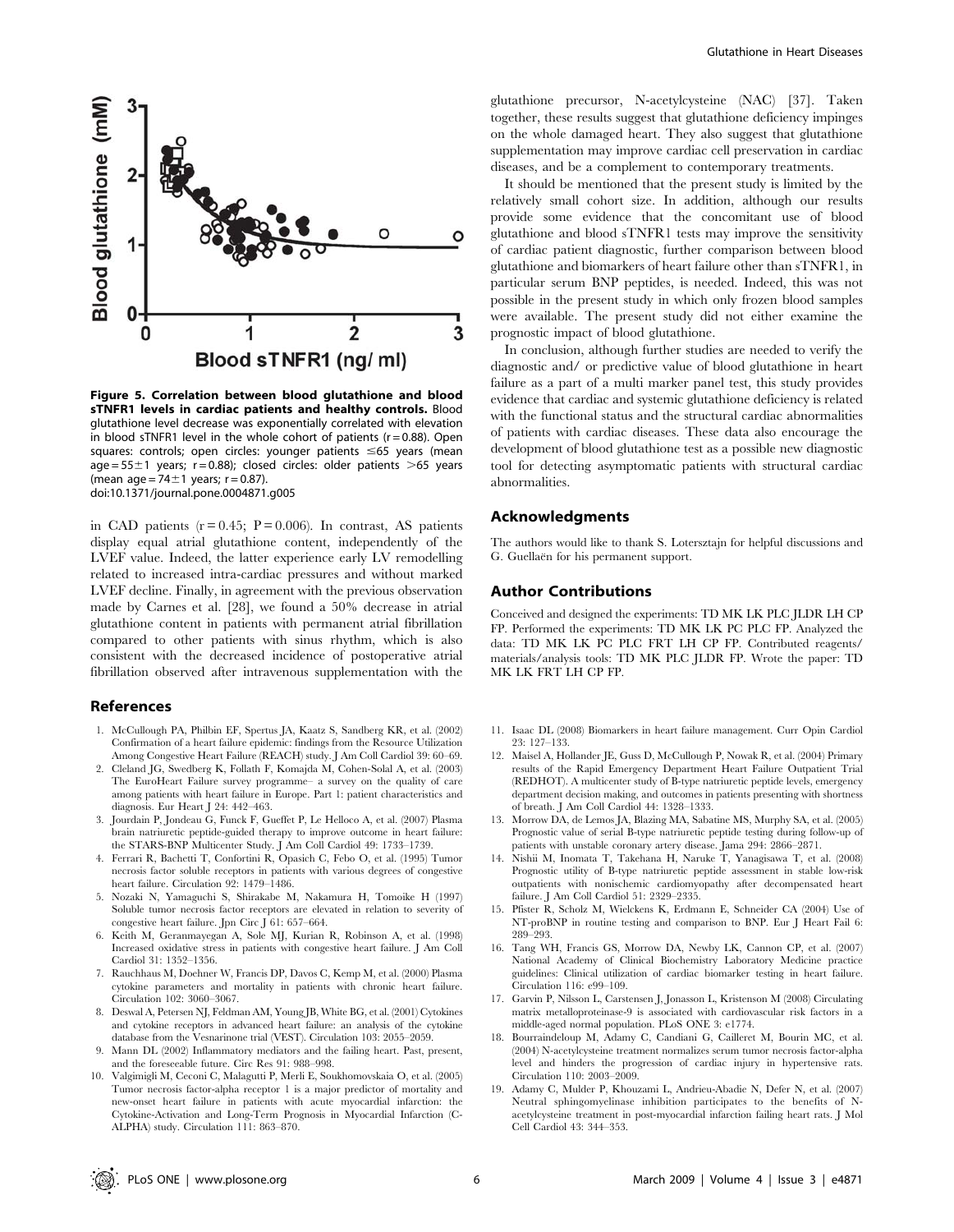Blood glutathione (mM)

3

2

1

0

0 1 2 3

Blood sTNFR1 (ng/ ml)

**Figure 5. Correlation between blood glutathione and blood sTNFR1 levels in cardiac patients and healthy controls.** Blood glutathione level decrease was exponentially correlated with elevation in blood sTNFR1 level in the whole cohort of patients (r = 0.88). Open squares: controls; open circles: younger patients ≤65 years (mean age = 55±1 years; r = 0.88); closed circles: older patients >65 years (mean age = 74±1 years; r = 0.87).
doi:10.1371/journal.pone.0004871.g005

in CAD patients (r = 0.45; P = 0.006). In contrast, AS patients display equal atrial glutathione content, independently of the LVEF value. Indeed, the latter experience early LV remodelling related to increased intra-cardiac pressures and without marked LVEF decline. Finally, in agreement with the previous observation made by Carnes et al. [28], we found a 50% decrease in atrial glutathione content in patients with permanent atrial fibrillation compared to other patients with sinus rhythm, which is also consistent with the decreased incidence of postoperative atrial fibrillation observed after intravenous supplementation with the glutathione precursor, N-acetylcysteine (NAC) [37]. Taken together, these results suggest that glutathione deficiency impinges on the whole damaged heart. They also suggest that glutathione supplementation may improve cardiac cell preservation in cardiac diseases, and be a complement to contemporary treatments.

It should be mentioned that the present study is limited by the relatively small cohort size. In addition, although our results provide some evidence that the concomitant use of blood glutathione and blood sTNFR1 tests may improve the sensitivity of cardiac patient diagnostic, further comparison between blood glutathione and biomarkers of heart failure other than sTNFR1, in particular serum BNP peptides, is needed. Indeed, this was not possible in the present study in which only frozen blood samples were available. The present study did not either examine the prognostic impact of blood glutathione.

In conclusion, although further studies are needed to verify the diagnostic and/ or predictive value of blood glutathione in heart failure as a part of a multi marker panel test, this study provides evidence that cardiac and systemic glutathione deficiency is related with the functional status and the structural cardiac abnormalities of patients with cardiac diseases. These data also encourage the development of blood glutathione test as a possible new diagnostic tool for detecting asymptomatic patients with structural cardiac abnormalities.

## Acknowledgments

The authors would like to thank S. Lotersztajn for helpful discussions and G. Guellaën for his permanent support.

## Author Contributions

Conceived and designed the experiments: TD MK LK PLC JLDR LH CP FP. Performed the experiments: TD MK LK PC PLC FP. Analyzed the data: TD MK LK PC PLC FRT LH CP FP. Contributed reagents/ materials/analysis tools: TD MK PLC JLDR FP. Wrote the paper: TD MK LK FRT LH CP FP.

## References

1. McCullough PA, Philbin EF, Spertus JA, Kaatz S, Sandberg KR, et al. (2002) Confirmation of a heart failure epidemic: findings from the Resource Utilization Among Congestive Heart Failure (REACH) study. J Am Coll Cardiol 39: 60–69.
2. Cleland JG, Swedberg K, Follath F, Komajda M, Cohen-Solal A, et al. (2003) The EuroHeart Failure survey programme– a survey on the quality of care among patients with heart failure in Europe. Part 1: patient characteristics and diagnosis. Eur Heart J 24: 442–463.
3. Jourdain P, Jondeau G, Funck F, Gueffet P, Le Helloco A, et al. (2007) Plasma brain natriuretic peptide-guided therapy to improve outcome in heart failure: the STARS-BNP Multicenter Study. J Am Coll Cardiol 49: 1733–1739.
4. Ferrari R, Bachetti T, Confortini R, Opasich C, Febo O, et al. (1995) Tumor necrosis factor soluble receptors in patients with various degrees of congestive heart failure. Circulation 92: 1479–1486.
5. Nozaki N, Yamaguchi S, Shirakabe M, Nakamura H, Tomoike H (1997) Soluble tumor necrosis factor receptors are elevated in relation to severity of congestive heart failure. Jpn Circ J 61: 657–664.
6. Keith M, Geranmayegan A, Sole MJ, Kurian R, Robinson A, et al. (1998) Increased oxidative stress in patients with congestive heart failure. J Am Coll Cardiol 31: 1352–1356.
7. Rauchhaus M, Doehner W, Francis DP, Davos C, Kemp M, et al. (2000) Plasma cytokine parameters and mortality in patients with chronic heart failure. Circulation 102: 3060–3067.
8. Deswal A, Petersen NJ, Feldman AM, Young JB, White BG, et al. (2001) Cytokines and cytokine receptors in advanced heart failure: an analysis of the cytokine database from the Vesnarinone trial (VEST). Circulation 103: 2055–2059.
9. Mann DL (2002) Inflammatory mediators and the failing heart. Past, present, and the foreseeable future. Circ Res 91: 988–998.
10. Valgimigli M, Ceconi C, Malagutti P, Merli E, Soukhomovskaia O, et al. (2005) Tumor necrosis factor-alpha receptor 1 is a major predictor of mortality and new-onset heart failure in patients with acute myocardial infarction: the Cytokine-Activation and Long-Term Prognosis in Myocardial Infarction (C-ALPHA) study. Circulation 111: 863–870.
11. Isaac DL (2008) Biomarkers in heart failure management. Curr Opin Cardiol 23: 127–133.
12. Maisel A, Hollander JE, Guss D, McCullough P, Nowak R, et al. (2004) Primary results of the Rapid Emergency Department Heart Failure Outpatient Trial (REDHOT). A multicenter study of B-type natriuretic peptide levels, emergency department decision making, and outcomes in patients presenting with shortness of breath. J Am Coll Cardiol 44: 1328–1333.
13. Morrow DA, de Lemos JA, Blazing MA, Sabatine MS, Murphy SA, et al. (2005) Prognostic value of serial B-type natriuretic peptide testing during follow-up of patients with unstable coronary artery disease. Jama 294: 2866–2871.
14. Nishii M, Inomata T, Takehana H, Naruke T, Yanagisawa T, et al. (2008) Prognostic utility of B-type natriuretic peptide assessment in stable low-risk outpatients with nonischemic cardiomyopathy after decompensated heart failure. J Am Coll Cardiol 51: 2329–2335.
15. Pfister R, Scholz M, Wielckens K, Erdmann E, Schneider CA (2004) Use of NT-proBNP in routine testing and comparison to BNP. Eur J Heart Fail 6: 289–293.
16. Tang WH, Francis GS, Morrow DA, Newby LK, Cannon CP, et al. (2007) National Academy of Clinical Biochemistry Laboratory Medicine practice guidelines: Clinical utilization of cardiac biomarker testing in heart failure. Circulation 116: e99–109.
17. Garvin P, Nilsson L, Carstensen J, Jonasson L, Kristenson M (2008) Circulating matrix metalloproteinase-9 is associated with cardiovascular risk factors in a middle-aged normal population. PLoS ONE 3: e1774.
18. Bourraindeloup M, Adamy C, Candiani G, Cailleret M, Bourin MC, et al. (2004) N-acetylcysteine treatment normalizes serum tumor necrosis factor-alpha level and hinders the progression of cardiac injury in hypertensive rats. Circulation 110: 2003–2009.
19. Adamy C, Mulder P, Khouzami L, Andrieu-Abadie N, Defer N, et al. (2007) Neutral sphingomyelinase inhibition participates to the benefits of N-acetylcysteine treatment in post-myocardial infarction failing heart rats. J Mol Cell Cardiol 43: 344–353.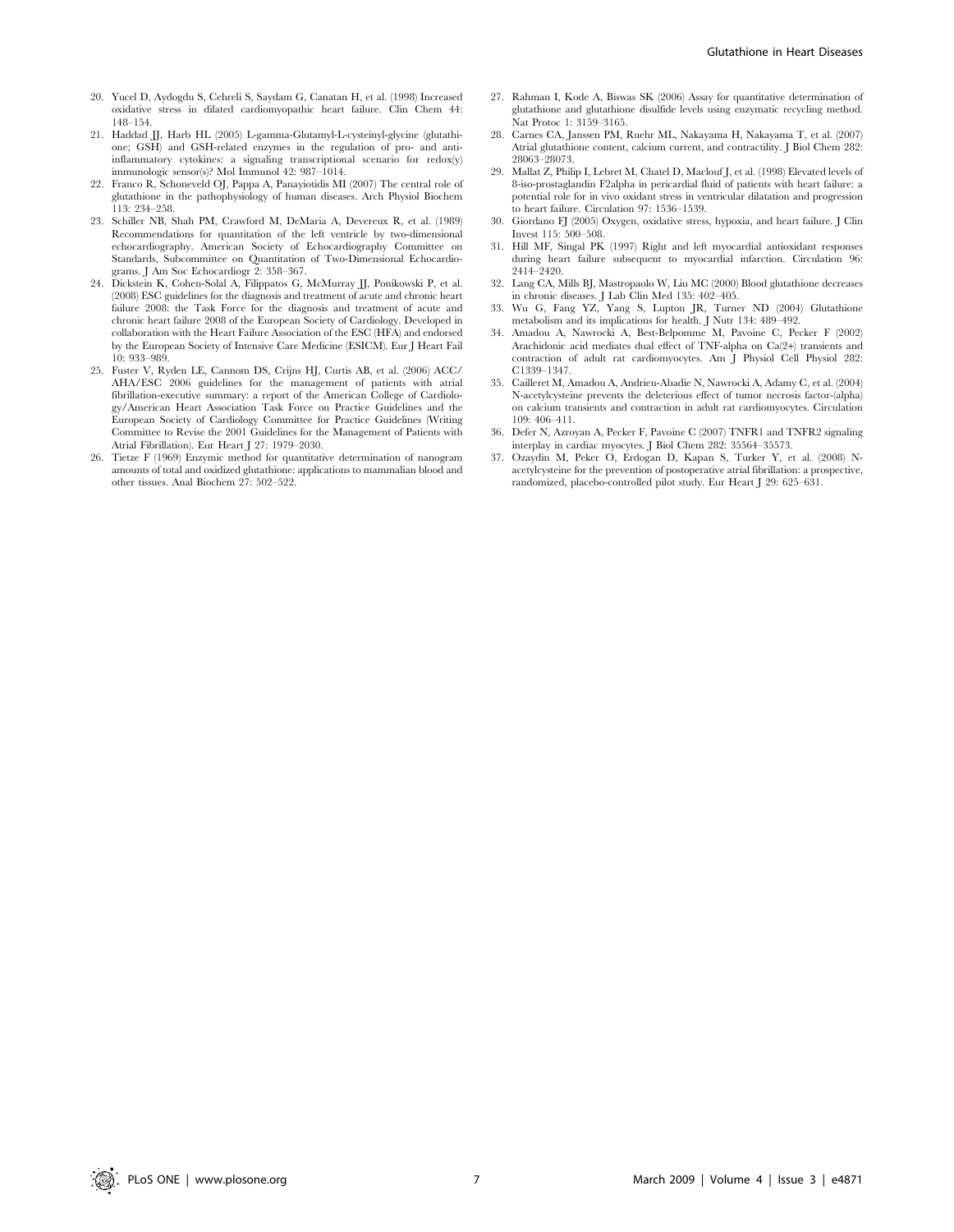20. Yucel D, Aydogdu S, Cehreli S, Saydam G, Canatan H, et al. (1998) Increased oxidative stress in dilated cardiomyopathic heart failure. Clin Chem 44: 148–154.
21. Haddad JJ, Harb HL (2005) L-gamma-Glutamyl-L-cysteinyl-glycine (glutathione; GSH) and GSH-related enzymes in the regulation of pro- and anti-inflammatory cytokines: a signaling transcriptional scenario for redox(y) immunologic sensor(s)? Mol Immunol 42: 987–1014.
22. Franco R, Schoneveld OJ, Pappa A, Panayiotidis MI (2007) The central role of glutathione in the pathophysiology of human diseases. Arch Physiol Biochem 113: 234–258.
23. Schiller NB, Shah PM, Crawford M, DeMaria A, Devereux R, et al. (1989) Recommendations for quantitation of the left ventricle by two-dimensional echocardiography. American Society of Echocardiography Committee on Standards, Subcommittee on Quantitation of Two-Dimensional Echocardiograms. J Am Soc Echocardiogr 2: 358–367.
24. Dickstein K, Cohen-Solal A, Filippatos G, McMurray JJ, Ponikowski P, et al. (2008) ESC guidelines for the diagnosis and treatment of acute and chronic heart failure 2008: the Task Force for the diagnosis and treatment of acute and chronic heart failure 2008 of the European Society of Cardiology. Developed in collaboration with the Heart Failure Association of the ESC (HFA) and endorsed by the European Society of Intensive Care Medicine (ESICM). Eur J Heart Fail 10: 933–989.
25. Fuster V, Ryden LE, Cannom DS, Crijns HJ, Curtis AB, et al. (2006) ACC/AHA/ESC 2006 guidelines for the management of patients with atrial fibrillation-executive summary: a report of the American College of Cardiology/American Heart Association Task Force on Practice Guidelines and the European Society of Cardiology Committee for Practice Guidelines (Writing Committee to Revise the 2001 Guidelines for the Management of Patients with Atrial Fibrillation). Eur Heart J 27: 1979–2030.
26. Tietze F (1969) Enzymic method for quantitative determination of nanogram amounts of total and oxidized glutathione: applications to mammalian blood and other tissues. Anal Biochem 27: 502–522.
27. Rahman I, Kode A, Biswas SK (2006) Assay for quantitative determination of glutathione and glutathione disulfide levels using enzymatic recycling method. Nat Protoc 1: 3159–3165.
28. Carnes CA, Janssen PM, Ruehr ML, Nakayama H, Nakayama T, et al. (2007) Atrial glutathione content, calcium current, and contractility. J Biol Chem 282: 28063–28073.
29. Mallat Z, Philip I, Lebret M, Chatel D, Maclouf J, et al. (1998) Elevated levels of 8-iso-prostaglandin F2alpha in pericardial fluid of patients with heart failure: a potential role for in vivo oxidant stress in ventricular dilatation and progression to heart failure. Circulation 97: 1536–1539.
30. Giordano FJ (2005) Oxygen, oxidative stress, hypoxia, and heart failure. J Clin Invest 115: 500–508.
31. Hill MF, Singal PK (1997) Right and left myocardial antioxidant responses during heart failure subsequent to myocardial infarction. Circulation 96: 2414–2420.
32. Lang CA, Mills BJ, Mastropaolo W, Liu MC (2000) Blood glutathione decreases in chronic diseases. J Lab Clin Med 135: 402–405.
33. Wu G, Fang YZ, Yang S, Lupton JR, Turner ND (2004) Glutathione metabolism and its implications for health. J Nutr 134: 489–492.
34. Amadou A, Nawrocki A, Best-Belpomme M, Pavoine C, Pecker F (2002) Arachidonic acid mediates dual effect of TNF-alpha on Ca(2+) transients and contraction of adult rat cardiomyocytes. Am J Physiol Cell Physiol 282: C1339–1347.
35. Cailleret M, Amadou A, Andrieu-Abadie N, Nawrocki A, Adamy C, et al. (2004) N-acetylcysteine prevents the deleterious effect of tumor necrosis factor-(alpha) on calcium transients and contraction in adult rat cardiomyocytes. Circulation 109: 406–411.
36. Defer N, Azroyan A, Pecker F, Pavoine C (2007) TNFR1 and TNFR2 signaling interplay in cardiac myocytes. J Biol Chem 282: 35564–35573.
37. Ozaydin M, Peker O, Erdogan D, Kapan S, Turker Y, et al. (2008) N-acetylcysteine for the prevention of postoperative atrial fibrillation: a prospective, randomized, placebo-controlled pilot study. Eur Heart J 29: 625–631.